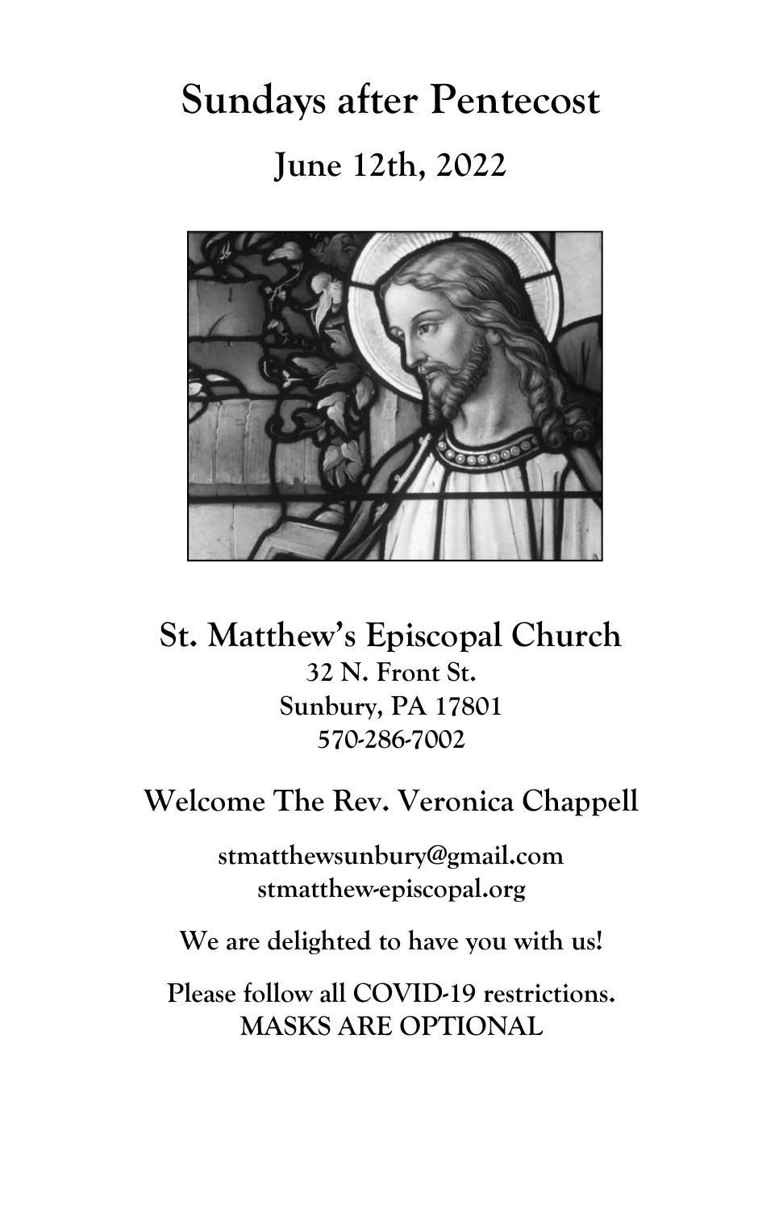# Sundays after Pentecost

## June 12th, 2022

## St. Matthew's Episcopal Church

**32 N. Front St.**
**Sunbury, PA 17801**
**570-286-7002**

## Welcome The Rev. Veronica Chappell

**stmatthewsunbury@gmail.com**
**stmatthew-episcopal.org**

**We are delighted to have you with us!**

**Please follow all COVID-19 restrictions.**
**MASKS ARE OPTIONAL**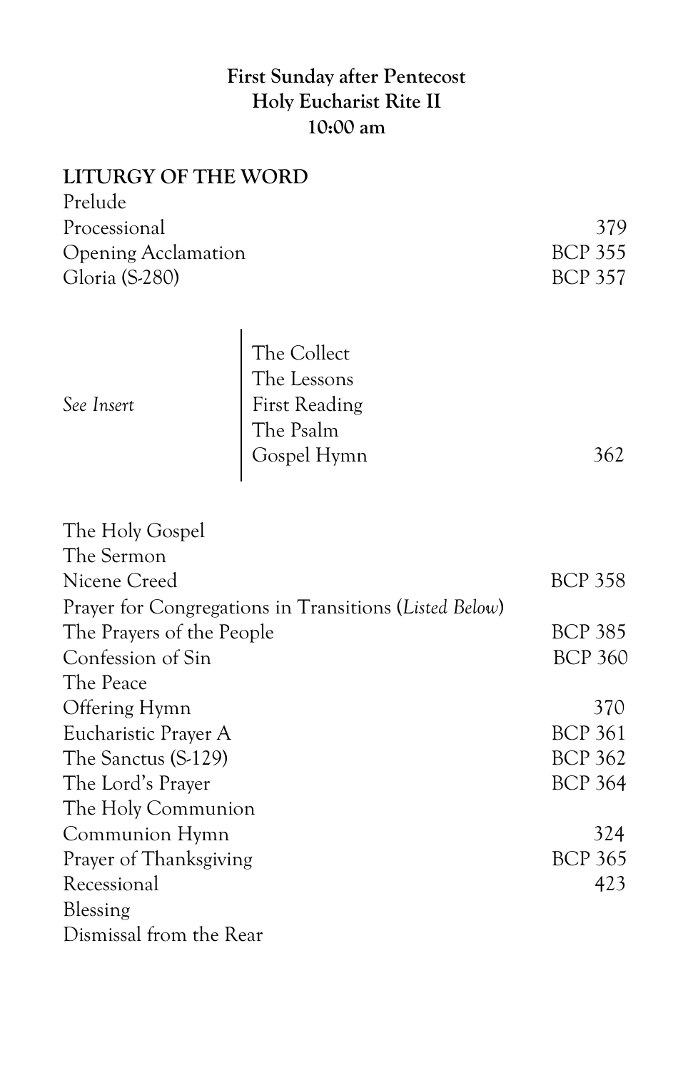**First Sunday after Pentecost**
**Holy Eucharist Rite II**
**10:00 am**

## LITURGY OF THE WORD

| | |
|---|---|
| Prelude | |
| Processional | 379 |
| Opening Acclamation | BCP 355 |
| Gloria (S-280) | BCP 357 |

| | | |
|---|---|---|
| *See Insert* | The Collect | |
| | The Lessons | |
| | First Reading | |
| | The Psalm | |
| | Gospel Hymn | 362 |

| | |
|---|---|
| The Holy Gospel | |
| The Sermon | |
| Nicene Creed | BCP 358 |
| Prayer for Congregations in Transitions (*Listed Below*) | |
| The Prayers of the People | BCP 385 |
| Confession of Sin | BCP 360 |
| The Peace | |
| Offering Hymn | 370 |
| Eucharistic Prayer A | BCP 361 |
| The Sanctus (S-129) | BCP 362 |
| The Lord's Prayer | BCP 364 |
| The Holy Communion | |
| Communion Hymn | 324 |
| Prayer of Thanksgiving | BCP 365 |
| Recessional | 423 |
| Blessing | |
| Dismissal from the Rear | |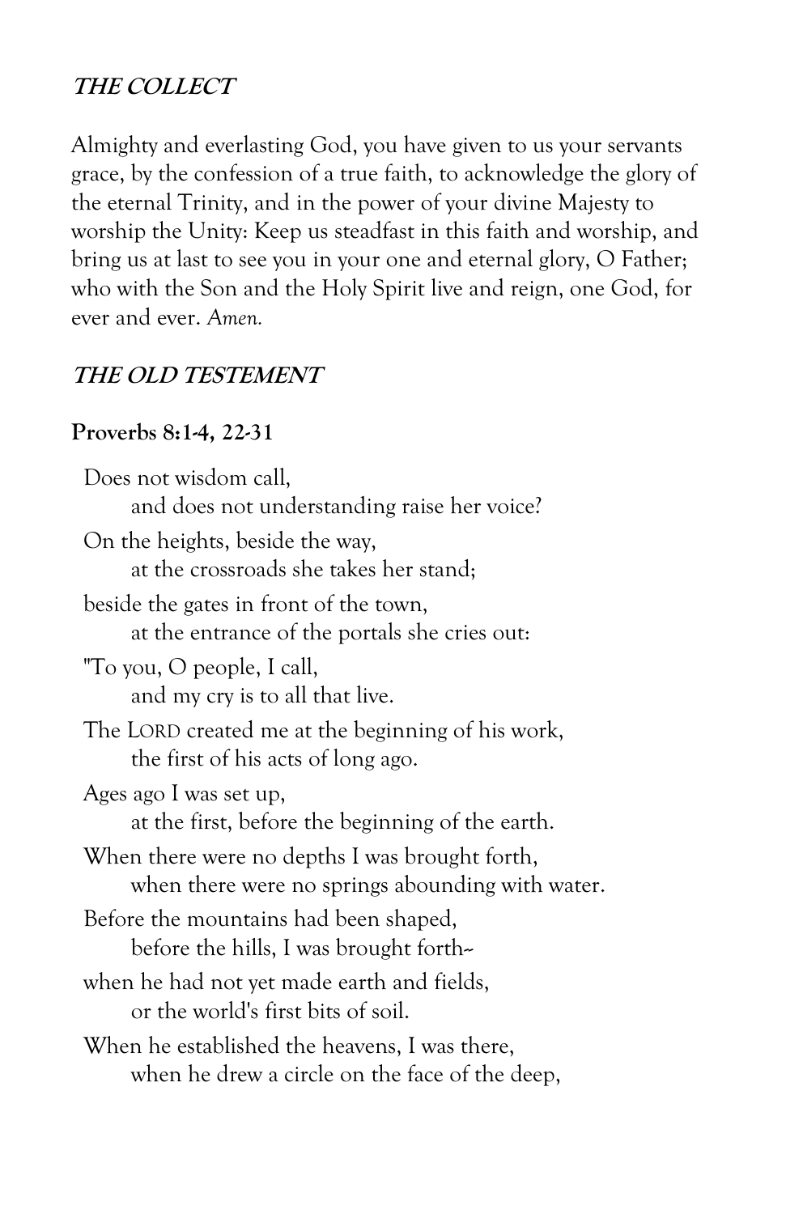## ***THE COLLECT***

Almighty and everlasting God, you have given to us your servants grace, by the confession of a true faith, to acknowledge the glory of the eternal Trinity, and in the power of your divine Majesty to worship the Unity: Keep us steadfast in this faith and worship, and bring us at last to see you in your one and eternal glory, O Father; who with the Son and the Holy Spirit live and reign, one God, for ever and ever. *Amen.*

## ***THE OLD TESTEMENT***

**Proverbs 8:1-4, 22-31**

Does not wisdom call,
    and does not understanding raise her voice?
On the heights, beside the way,
    at the crossroads she takes her stand;
beside the gates in front of the town,
    at the entrance of the portals she cries out:
"To you, O people, I call,
    and my cry is to all that live.
The LORD created me at the beginning of his work,
    the first of his acts of long ago.
Ages ago I was set up,
    at the first, before the beginning of the earth.
When there were no depths I was brought forth,
    when there were no springs abounding with water.
Before the mountains had been shaped,
    before the hills, I was brought forth--
when he had not yet made earth and fields,
    or the world's first bits of soil.
When he established the heavens, I was there,
    when he drew a circle on the face of the deep,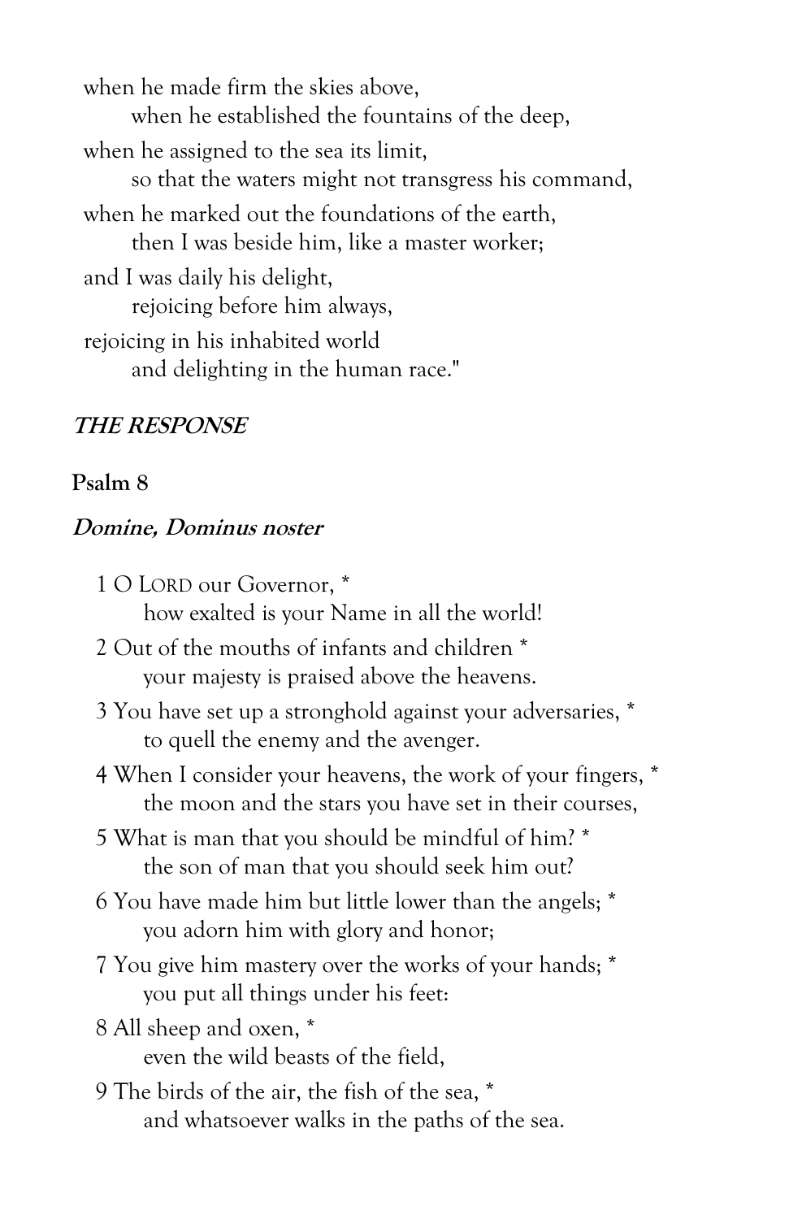when he made firm the skies above,
 when he established the fountains of the deep,

when he assigned to the sea its limit,
 so that the waters might not transgress his command,

when he marked out the foundations of the earth,
 then I was beside him, like a master worker;

and I was daily his delight,
 rejoicing before him always,

rejoicing in his inhabited world
 and delighting in the human race."

### ***THE RESPONSE***

**Psalm 8**

***Domine, Dominus noster***

1 O LORD our Governor, *
 how exalted is your Name in all the world!

2 Out of the mouths of infants and children *
 your majesty is praised above the heavens.

3 You have set up a stronghold against your adversaries, *
 to quell the enemy and the avenger.

4 When I consider your heavens, the work of your fingers, *
 the moon and the stars you have set in their courses,

5 What is man that you should be mindful of him? *
 the son of man that you should seek him out?

6 You have made him but little lower than the angels; *
 you adorn him with glory and honor;

7 You give him mastery over the works of your hands; *
 you put all things under his feet:

8 All sheep and oxen, *
 even the wild beasts of the field,

9 The birds of the air, the fish of the sea, *
 and whatsoever walks in the paths of the sea.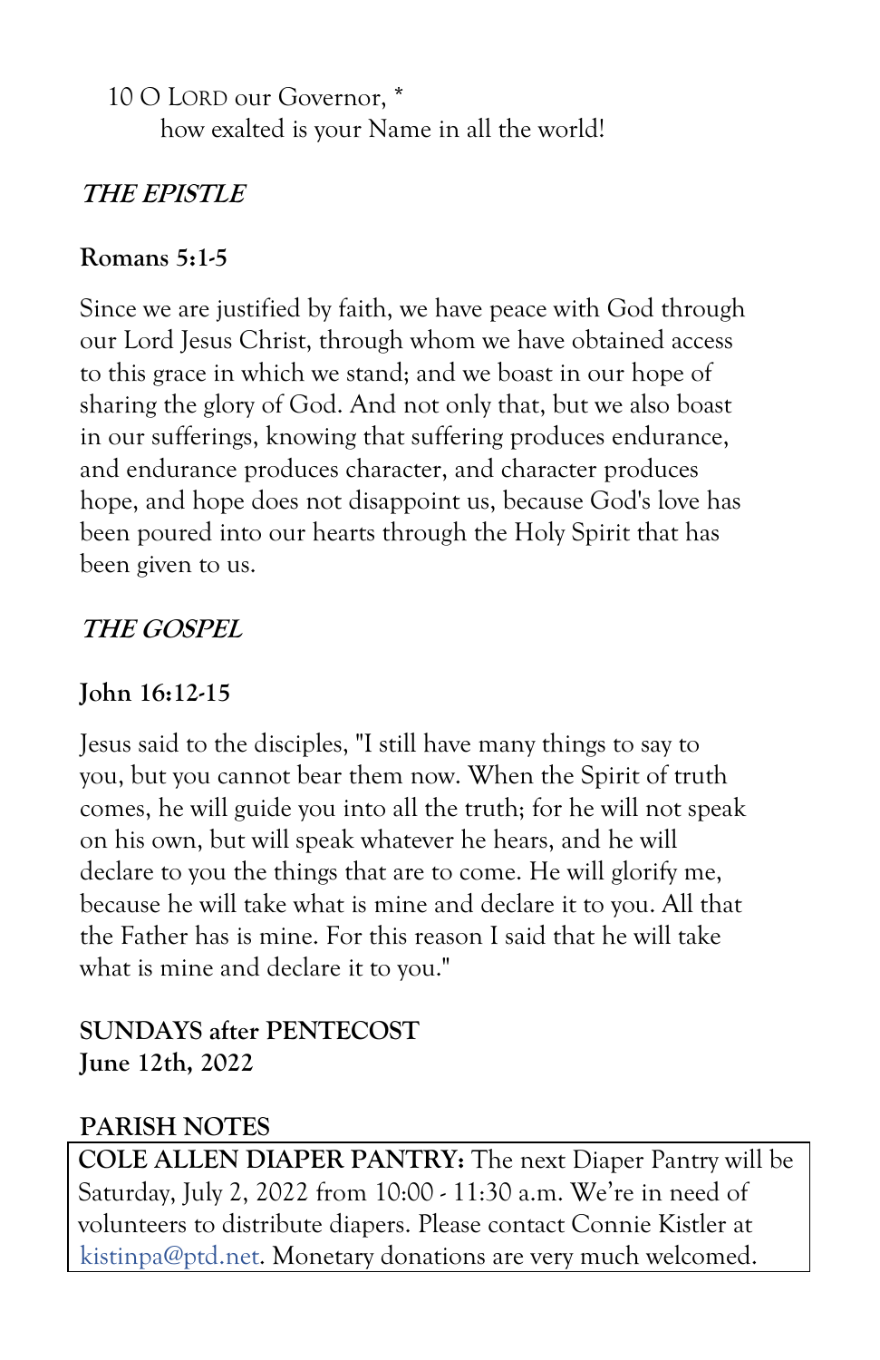10 O LORD our Governor, *
how exalted is your Name in all the world!

***THE EPISTLE***

**Romans 5:1-5**

Since we are justified by faith, we have peace with God through our Lord Jesus Christ, through whom we have obtained access to this grace in which we stand; and we boast in our hope of sharing the glory of God. And not only that, but we also boast in our sufferings, knowing that suffering produces endurance, and endurance produces character, and character produces hope, and hope does not disappoint us, because God's love has been poured into our hearts through the Holy Spirit that has been given to us.

***THE GOSPEL***

**John 16:12-15**

Jesus said to the disciples, "I still have many things to say to you, but you cannot bear them now. When the Spirit of truth comes, he will guide you into all the truth; for he will not speak on his own, but will speak whatever he hears, and he will declare to you the things that are to come. He will glorify me, because he will take what is mine and declare it to you. All that the Father has is mine. For this reason I said that he will take what is mine and declare it to you."

**SUNDAYS after PENTECOST**
**June 12th, 2022**

**PARISH NOTES**

**COLE ALLEN DIAPER PANTRY:** The next Diaper Pantry will be Saturday, July 2, 2022 from 10:00 - 11:30 a.m. We're in need of volunteers to distribute diapers. Please contact Connie Kistler at kistinpa@ptd.net. Monetary donations are very much welcomed.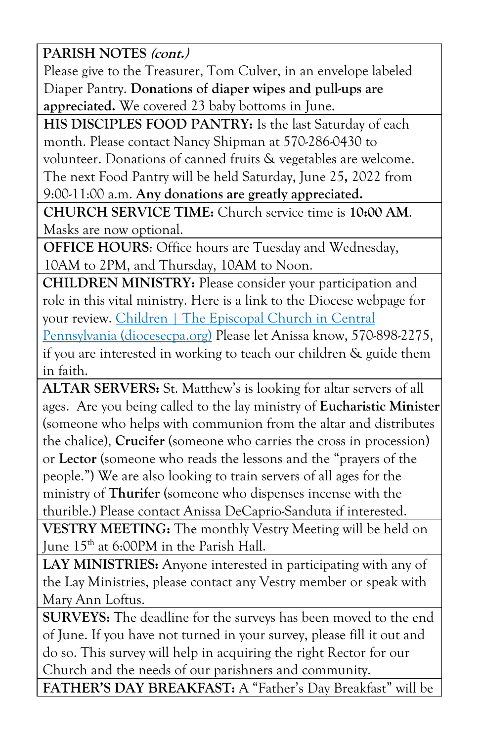**PARSH NOTES *(cont.)***

Please give to the Treasurer, Tom Culver, in an envelope labeled Diaper Pantry. **Donations of diaper wipes and pull-ups are appreciated.** We covered 23 baby bottoms in June.

**HIS DISCIPLES FOOD PANTRY:** Is the last Saturday of each month. Please contact Nancy Shipman at 570-286-0430 to volunteer. Donations of canned fruits & vegetables are welcome. The next Food Pantry will be held Saturday, June 25**,** 2022 from 9:00-11:00 a.m. **Any donations are greatly appreciated.**

**CHURCH SERVICE TIME:** Church service time is **10:00 AM**. Masks are now optional.

**OFFICE HOURS**: Office hours are Tuesday and Wednesday, 10AM to 2PM, and Thursday, 10AM to Noon.

**CHILDREN MINISTRY:** Please consider your participation and role in this vital ministry. Here is a link to the Diocese webpage for your review. [Children | The Episcopal Church in Central Pennsylvania (diocesecpa.org)](diocesecpa.org) Please let Anissa know, 570-898-2275, if you are interested in working to teach our children & guide them in faith.

**ALTAR SERVERS:** St. Matthew's is looking for altar servers of all ages. Are you being called to the lay ministry of **Eucharistic Minister** (someone who helps with communion from the altar and distributes the chalice), **Crucifer** (someone who carries the cross in procession) or **Lector** (someone who reads the lessons and the "prayers of the people.") We are also looking to train servers of all ages for the ministry of **Thurifer** (someone who dispenses incense with the thurible.) Please contact Anissa DeCaprio-Sanduta if interested.

**VESTRY MEETING:** The monthly Vestry Meeting will be held on June 15th at 6:00PM in the Parish Hall.

**LAY MINISTRIES:** Anyone interested in participating with any of the Lay Ministries, please contact any Vestry member or speak with Mary Ann Loftus.

**SURVEYS:** The deadline for the surveys has been moved to the end of June. If you have not turned in your survey, please fill it out and do so. This survey will help in acquiring the right Rector for our Church and the needs of our parishners and community.

**FATHER'S DAY BREAKFAST:** A "Father's Day Breakfast" will be

**PARISH NOTES *(cont.)***

Please give to the Treasurer, Tom Culver, in an envelope labeled Diaper Pantry. **Donations of diaper wipes and pull-ups are appreciated.** We covered 23 baby bottoms in June.

**HIS DISCIPLES FOOD PANTRY:** Is the last Saturday of each month. Please contact Nancy Shipman at 570-286-0430 to volunteer. Donations of canned fruits & vegetables are welcome. The next Food Pantry will be held Saturday, June 25**,** 2022 from 9:00-11:00 a.m. **Any donations are greatly appreciated.**

**CHURCH SERVICE TIME:** Church service time is **10:00 AM**. Masks are now optional.

**OFFICE HOURS**: Office hours are Tuesday and Wednesday, 10AM to 2PM, and Thursday, 10AM to Noon.

**CHILDREN MINISTRY:** Please consider your participation and role in this vital ministry. Here is a link to the Diocese webpage for your review. [Children | The Episcopal Church in Central Pennsylvania (diocesecpa.org)](diocesecpa.org) Please let Anissa know, 570-898-2275, if you are interested in working to teach our children & guide them in faith.

**ALTAR SERVERS:** St. Matthew's is looking for altar servers of all ages. Are you being called to the lay ministry of **Eucharistic Minister** (someone who helps with communion from the altar and distributes the chalice), **Crucifer** (someone who carries the cross in procession) or **Lector** (someone who reads the lessons and the "prayers of the people.") We are also looking to train servers of all ages for the ministry of **Thurifer** (someone who dispenses incense with the thurible.) Please contact Anissa DeCaprio-Sanduta if interested.

**VESTRY MEETING:** The monthly Vestry Meeting will be held on June 15th at 6:00PM in the Parish Hall.

**LAY MINISTRIES:** Anyone interested in participating with any of the Lay Ministries, please contact any Vestry member or speak with Mary Ann Loftus.

**SURVEYS:** The deadline for the surveys has been moved to the end of June. If you have not turned in your survey, please fill it out and do so. This survey will help in acquiring the right Rector for our Church and the needs of our parishners and community.

**FATHER'S DAY BREAKFAST:** A "Father's Day Breakfast" will be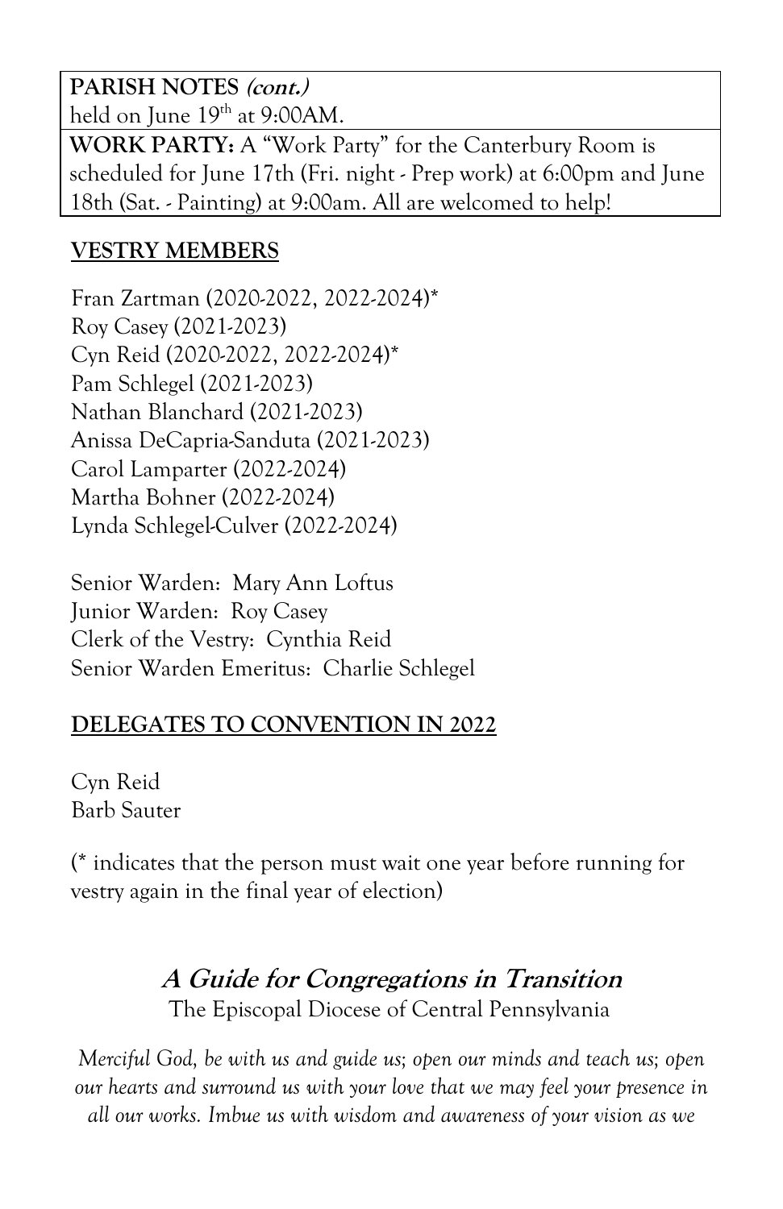**PARISH NOTES *(cont.)***
held on June 19th at 9:00AM.

**WORK PARTY:** A "Work Party" for the Canterbury Room is scheduled for June 17th (Fri. night - Prep work) at 6:00pm and June 18th (Sat. - Painting) at 9:00am. All are welcomed to help!

## VESTRY MEMBERS

Fran Zartman (2020-2022, 2022-2024)*
Roy Casey (2021-2023)
Cyn Reid (2020-2022, 2022-2024)*
Pam Schlegel (2021-2023)
Nathan Blanchard (2021-2023)
Anissa DeCapria-Sanduta (2021-2023)
Carol Lamparter (2022-2024)
Martha Bohner (2022-2024)
Lynda Schlegel-Culver (2022-2024)

Senior Warden: Mary Ann Loftus
Junior Warden: Roy Casey
Clerk of the Vestry: Cynthia Reid
Senior Warden Emeritus: Charlie Schlegel

## DELEGATES TO CONVENTION IN 2022

Cyn Reid
Barb Sauter

(* indicates that the person must wait one year before running for vestry again in the final year of election)

## *A Guide for Congregations in Transition*

The Episcopal Diocese of Central Pennsylvania

*Merciful God, be with us and guide us; open our minds and teach us; open our hearts and surround us with your love that we may feel your presence in all our works. Imbue us with wisdom and awareness of your vision as we*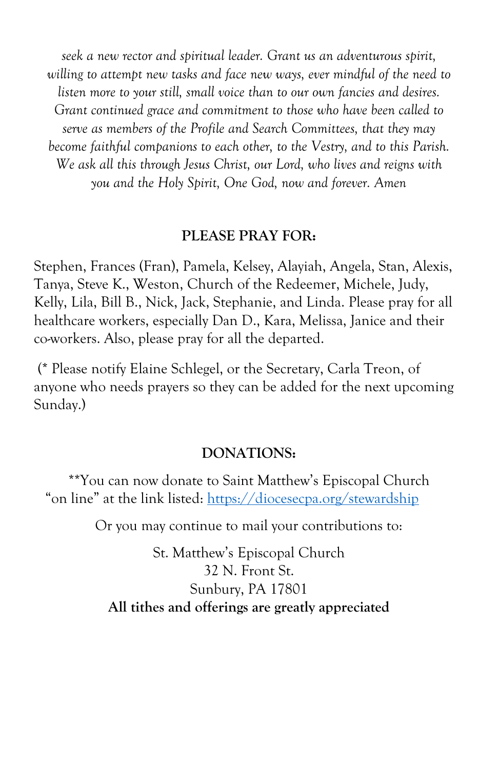*seek a new rector and spiritual leader. Grant us an adventurous spirit, willing to attempt new tasks and face new ways, ever mindful of the need to listen more to your still, small voice than to our own fancies and desires. Grant continued grace and commitment to those who have been called to serve as members of the Profile and Search Committees, that they may become faithful companions to each other, to the Vestry, and to this Parish. We ask all this through Jesus Christ, our Lord, who lives and reigns with you and the Holy Spirit, One God, now and forever. Amen*

**PLEASE PRAY FOR:**

Stephen, Frances (Fran), Pamela, Kelsey, Alayiah, Angela, Stan, Alexis, Tanya, Steve K., Weston, Church of the Redeemer, Michele, Judy, Kelly, Lila, Bill B., Nick, Jack, Stephanie, and Linda. Please pray for all healthcare workers, especially Dan D., Kara, Melissa, Janice and their co-workers. Also, please pray for all the departed.

(* Please notify Elaine Schlegel, or the Secretary, Carla Treon, of anyone who needs prayers so they can be added for the next upcoming Sunday.)

**DONATIONS:**

**You can now donate to Saint Matthew's Episcopal Church "on line" at the link listed: https://diocesecpa.org/stewardship

Or you may continue to mail your contributions to:

St. Matthew's Episcopal Church
32 N. Front St.
Sunbury, PA 17801

**All tithes and offerings are greatly appreciated**